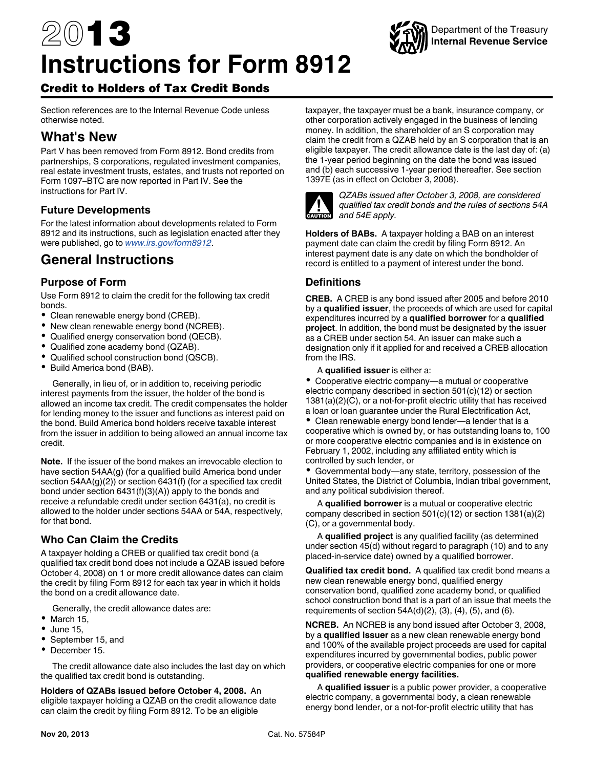# 2013 Instructions for Form 8912

Department of the Treasury
Internal Revenue Service

## Credit to Holders of Tax Credit Bonds

Section references are to the Internal Revenue Code unless otherwise noted.

## What's New

Part V has been removed from Form 8912. Bond credits from partnerships, S corporations, regulated investment companies, real estate investment trusts, estates, and trusts not reported on Form 1097–BTC are now reported in Part IV. See the instructions for Part IV.

### Future Developments

For the latest information about developments related to Form 8912 and its instructions, such as legislation enacted after they were published, go to *www.irs.gov/form8912*.

## General Instructions

### Purpose of Form

Use Form 8912 to claim the credit for the following tax credit bonds.

- Clean renewable energy bond (CREB).
- New clean renewable energy bond (NCREB).
- Qualified energy conservation bond (QECB).
- Qualified zone academy bond (QZAB).
- Qualified school construction bond (QSCB).
- Build America bond (BAB).

Generally, in lieu of, or in addition to, receiving periodic interest payments from the issuer, the holder of the bond is allowed an income tax credit. The credit compensates the holder for lending money to the issuer and functions as interest paid on the bond. Build America bond holders receive taxable interest from the issuer in addition to being allowed an annual income tax credit.

**Note.** If the issuer of the bond makes an irrevocable election to have section 54AA(g) (for a qualified build America bond under section 54AA(g)(2)) or section 6431(f) (for a specified tax credit bond under section 6431(f)(3)(A)) apply to the bonds and receive a refundable credit under section 6431(a), no credit is allowed to the holder under sections 54AA or 54A, respectively, for that bond.

### Who Can Claim the Credits

A taxpayer holding a CREB or qualified tax credit bond (a qualified tax credit bond does not include a QZAB issued before October 4, 2008) on 1 or more credit allowance dates can claim the credit by filing Form 8912 for each tax year in which it holds the bond on a credit allowance date.

Generally, the credit allowance dates are:

- March 15,
- June 15,
- September 15, and
- December 15.

The credit allowance date also includes the last day on which the qualified tax credit bond is outstanding.

**Holders of QZABs issued before October 4, 2008.** An eligible taxpayer holding a QZAB on the credit allowance date can claim the credit by filing Form 8912. To be an eligible taxpayer, the taxpayer must be a bank, insurance company, or other corporation actively engaged in the business of lending money. In addition, the shareholder of an S corporation may claim the credit from a QZAB held by an S corporation that is an eligible taxpayer. The credit allowance date is the last day of: (a) the 1-year period beginning on the date the bond was issued and (b) each successive 1-year period thereafter. See section 1397E (as in effect on October 3, 2008).

**CAUTION:** *QZABs issued after October 3, 2008, are considered qualified tax credit bonds and the rules of sections 54A and 54E apply.*

**Holders of BABs.** A taxpayer holding a BAB on an interest payment date can claim the credit by filing Form 8912. An interest payment date is any date on which the bondholder of record is entitled to a payment of interest under the bond.

### Definitions

**CREB.** A CREB is any bond issued after 2005 and before 2010 by a **qualified issuer**, the proceeds of which are used for capital expenditures incurred by a **qualified borrower** for a **qualified project**. In addition, the bond must be designated by the issuer as a CREB under section 54. An issuer can make such a designation only if it applied for and received a CREB allocation from the IRS.

A **qualified issuer** is either a:

- Cooperative electric company—a mutual or cooperative electric company described in section 501(c)(12) or section 1381(a)(2)(C), or a not-for-profit electric utility that has received a loan or loan guarantee under the Rural Electrification Act,
- Clean renewable energy bond lender—a lender that is a cooperative which is owned by, or has outstanding loans to, 100 or more cooperative electric companies and is in existence on February 1, 2002, including any affiliated entity which is controlled by such lender, or
- Governmental body—any state, territory, possession of the United States, the District of Columbia, Indian tribal government, and any political subdivision thereof.

A **qualified borrower** is a mutual or cooperative electric company described in section 501(c)(12) or section 1381(a)(2)(C), or a governmental body.

A **qualified project** is any qualified facility (as determined under section 45(d) without regard to paragraph (10) and to any placed-in-service date) owned by a qualified borrower.

**Qualified tax credit bond.** A qualified tax credit bond means a new clean renewable energy bond, qualified energy conservation bond, qualified zone academy bond, or qualified school construction bond that is a part of an issue that meets the requirements of section 54A(d)(2), (3), (4), (5), and (6).

**NCREB.** An NCREB is any bond issued after October 3, 2008, by a **qualified issuer** as a new clean renewable energy bond and 100% of the available project proceeds are used for capital expenditures incurred by governmental bodies, public power providers, or cooperative electric companies for one or more **qualified renewable energy facilities.**

A **qualified issuer** is a public power provider, a cooperative electric company, a governmental body, a clean renewable energy bond lender, or a not-for-profit electric utility that has

Nov 20, 2013 Cat. No. 57584P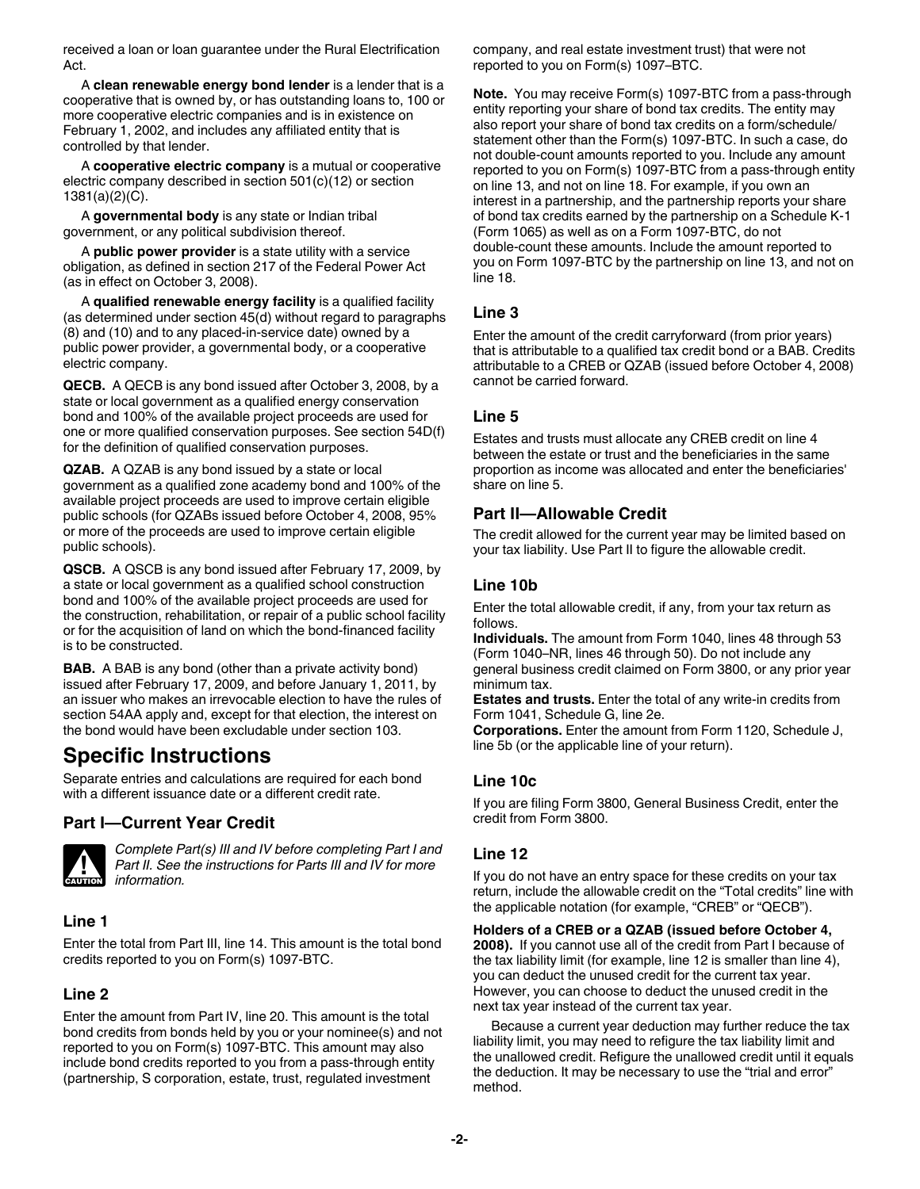received a loan or loan guarantee under the Rural Electrification Act.

A **clean renewable energy bond lender** is a lender that is a cooperative that is owned by, or has outstanding loans to, 100 or more cooperative electric companies and is in existence on February 1, 2002, and includes any affiliated entity that is controlled by that lender.

A **cooperative electric company** is a mutual or cooperative electric company described in section 501(c)(12) or section 1381(a)(2)(C).

A **governmental body** is any state or Indian tribal government, or any political subdivision thereof.

A **public power provider** is a state utility with a service obligation, as defined in section 217 of the Federal Power Act (as in effect on October 3, 2008).

A **qualified renewable energy facility** is a qualified facility (as determined under section 45(d) without regard to paragraphs (8) and (10) and to any placed-in-service date) owned by a public power provider, a governmental body, or a cooperative electric company.

**QECB.** A QECB is any bond issued after October 3, 2008, by a state or local government as a qualified energy conservation bond and 100% of the available project proceeds are used for one or more qualified conservation purposes. See section 54D(f) for the definition of qualified conservation purposes.

**QZAB.** A QZAB is any bond issued by a state or local government as a qualified zone academy bond and 100% of the available project proceeds are used to improve certain eligible public schools (for QZABs issued before October 4, 2008, 95% or more of the proceeds are used to improve certain eligible public schools).

**QSCB.** A QSCB is any bond issued after February 17, 2009, by a state or local government as a qualified school construction bond and 100% of the available project proceeds are used for the construction, rehabilitation, or repair of a public school facility or for the acquisition of land on which the bond-financed facility is to be constructed.

**BAB.** A BAB is any bond (other than a private activity bond) issued after February 17, 2009, and before January 1, 2011, by an issuer who makes an irrevocable election to have the rules of section 54AA apply and, except for that election, the interest on the bond would have been excludable under section 103.

# Specific Instructions

Separate entries and calculations are required for each bond with a different issuance date or a different credit rate.

## Part I—Current Year Credit

**CAUTION** *Complete Part(s) III and IV before completing Part I and Part II. See the instructions for Parts III and IV for more information.*

### Line 1

Enter the total from Part III, line 14. This amount is the total bond credits reported to you on Form(s) 1097-BTC.

### Line 2

Enter the amount from Part IV, line 20. This amount is the total bond credits from bonds held by you or your nominee(s) and not reported to you on Form(s) 1097-BTC. This amount may also include bond credits reported to you from a pass-through entity (partnership, S corporation, estate, trust, regulated investment company, and real estate investment trust) that were not reported to you on Form(s) 1097–BTC.

**Note.** You may receive Form(s) 1097-BTC from a pass-through entity reporting your share of bond tax credits. The entity may also report your share of bond tax credits on a form/schedule/statement other than the Form(s) 1097-BTC. In such a case, do not double-count amounts reported to you. Include any amount reported to you on Form(s) 1097-BTC from a pass-through entity on line 13, and not on line 18. For example, if you own an interest in a partnership, and the partnership reports your share of bond tax credits earned by the partnership on a Schedule K-1 (Form 1065) as well as on a Form 1097-BTC, do not double-count these amounts. Include the amount reported to you on Form 1097-BTC by the partnership on line 13, and not on line 18.

### Line 3

Enter the amount of the credit carryforward (from prior years) that is attributable to a qualified tax credit bond or a BAB. Credits attributable to a CREB or QZAB (issued before October 4, 2008) cannot be carried forward.

### Line 5

Estates and trusts must allocate any CREB credit on line 4 between the estate or trust and the beneficiaries in the same proportion as income was allocated and enter the beneficiaries' share on line 5.

## Part II—Allowable Credit

The credit allowed for the current year may be limited based on your tax liability. Use Part II to figure the allowable credit.

### Line 10b

Enter the total allowable credit, if any, from your tax return as follows.

**Individuals.** The amount from Form 1040, lines 48 through 53 (Form 1040–NR, lines 46 through 50). Do not include any general business credit claimed on Form 3800, or any prior year minimum tax.

**Estates and trusts.** Enter the total of any write-in credits from Form 1041, Schedule G, line 2e.

**Corporations.** Enter the amount from Form 1120, Schedule J, line 5b (or the applicable line of your return).

### Line 10c

If you are filing Form 3800, General Business Credit, enter the credit from Form 3800.

### Line 12

If you do not have an entry space for these credits on your tax return, include the allowable credit on the "Total credits" line with the applicable notation (for example, "CREB" or "QECB").

**Holders of a CREB or a QZAB (issued before October 4, 2008).** If you cannot use all of the credit from Part I because of the tax liability limit (for example, line 12 is smaller than line 4), you can deduct the unused credit for the current tax year. However, you can choose to deduct the unused credit in the next tax year instead of the current tax year.

Because a current year deduction may further reduce the tax liability limit, you may need to refigure the tax liability limit and the unallowed credit. Refigure the unallowed credit until it equals the deduction. It may be necessary to use the "trial and error" method.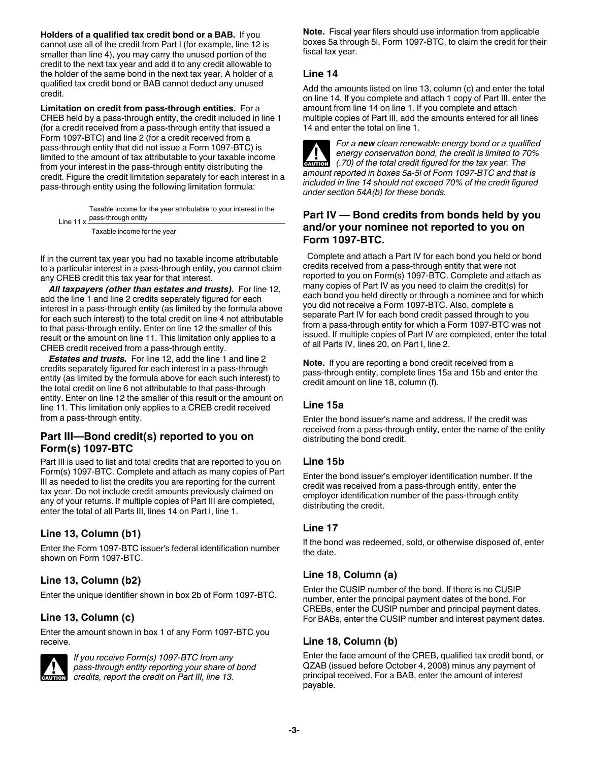**Holders of a qualified tax credit bond or a BAB.** If you cannot use all of the credit from Part I (for example, line 12 is smaller than line 4), you may carry the unused portion of the credit to the next tax year and add it to any credit allowable to the holder of the same bond in the next tax year. A holder of a qualified tax credit bond or BAB cannot deduct any unused credit.

**Limitation on credit from pass-through entities.** For a CREB held by a pass-through entity, the credit included in line 1 (for a credit received from a pass-through entity that issued a Form 1097-BTC) and line 2 (for a credit received from a pass-through entity that did not issue a Form 1097-BTC) is limited to the amount of tax attributable to your taxable income from your interest in the pass-through entity distributing the credit. Figure the credit limitation separately for each interest in a pass-through entity using the following limitation formula:

$$\text{Line 11} \times \frac{\text{Taxable income for the year attributable to your interest in the pass-through entity}}{\text{Taxable income for the year}}$$

If in the current tax year you had no taxable income attributable to a particular interest in a pass-through entity, you cannot claim any CREB credit this tax year for that interest.

***All taxpayers (other than estates and trusts).*** For line 12, add the line 1 and line 2 credits separately figured for each interest in a pass-through entity (as limited by the formula above for each such interest) to the total credit on line 4 not attributable to that pass-through entity. Enter on line 12 the smaller of this result or the amount on line 11. This limitation only applies to a CREB credit received from a pass-through entity.

***Estates and trusts.*** For line 12, add the line 1 and line 2 credits separately figured for each interest in a pass-through entity (as limited by the formula above for each such interest) to the total credit on line 6 not attributable to that pass-through entity. Enter on line 12 the smaller of this result or the amount on line 11. This limitation only applies to a CREB credit received from a pass-through entity.

## Part III—Bond credit(s) reported to you on Form(s) 1097-BTC

Part III is used to list and total credits that are reported to you on Form(s) 1097-BTC. Complete and attach as many copies of Part III as needed to list the credits you are reporting for the current tax year. Do not include credit amounts previously claimed on any of your returns. If multiple copies of Part III are completed, enter the total of all Parts III, lines 14 on Part I, line 1.

### Line 13, Column (b1)

Enter the Form 1097-BTC issuer's federal identification number shown on Form 1097-BTC.

### Line 13, Column (b2)

Enter the unique identifier shown in box 2b of Form 1097-BTC.

### Line 13, Column (c)

Enter the amount shown in box 1 of any Form 1097-BTC you receive.

**CAUTION** *If you receive Form(s) 1097-BTC from any pass-through entity reporting your share of bond credits, report the credit on Part III, line 13.*

**Note.** Fiscal year filers should use information from applicable boxes 5a through 5l, Form 1097-BTC, to claim the credit for their fiscal tax year.

### Line 14

Add the amounts listed on line 13, column (c) and enter the total on line 14. If you complete and attach 1 copy of Part III, enter the amount from line 14 on line 1. If you complete and attach multiple copies of Part III, add the amounts entered for all lines 14 and enter the total on line 1.

**CAUTION** *For a **new** clean renewable energy bond or a qualified energy conservation bond, the credit is limited to 70% (.70) of the total credit figured for the tax year. The amount reported in boxes 5a-5l of Form 1097-BTC and that is included in line 14 should not exceed 70% of the credit figured under section 54A(b) for these bonds.*

## Part IV — Bond credits from bonds held by you and/or your nominee not reported to you on Form 1097-BTC.

Complete and attach a Part IV for each bond you held or bond credits received from a pass-through entity that were not reported to you on Form(s) 1097-BTC. Complete and attach as many copies of Part IV as you need to claim the credit(s) for each bond you held directly or through a nominee and for which you did not receive a Form 1097-BTC. Also, complete a separate Part IV for each bond credit passed through to you from a pass-through entity for which a Form 1097-BTC was not issued. If multiple copies of Part IV are completed, enter the total of all Parts IV, lines 20, on Part I, line 2.

**Note.** If you are reporting a bond credit received from a pass-through entity, complete lines 15a and 15b and enter the credit amount on line 18, column (f).

### Line 15a

Enter the bond issuer's name and address. If the credit was received from a pass-through entity, enter the name of the entity distributing the bond credit.

### Line 15b

Enter the bond issuer's employer identification number. If the credit was received from a pass-through entity, enter the employer identification number of the pass-through entity distributing the credit.

### Line 17

If the bond was redeemed, sold, or otherwise disposed of, enter the date.

### Line 18, Column (a)

Enter the CUSIP number of the bond. If there is no CUSIP number, enter the principal payment dates of the bond. For CREBs, enter the CUSIP number and principal payment dates. For BABs, enter the CUSIP number and interest payment dates.

### Line 18, Column (b)

Enter the face amount of the CREB, qualified tax credit bond, or QZAB (issued before October 4, 2008) minus any payment of principal received. For a BAB, enter the amount of interest payable.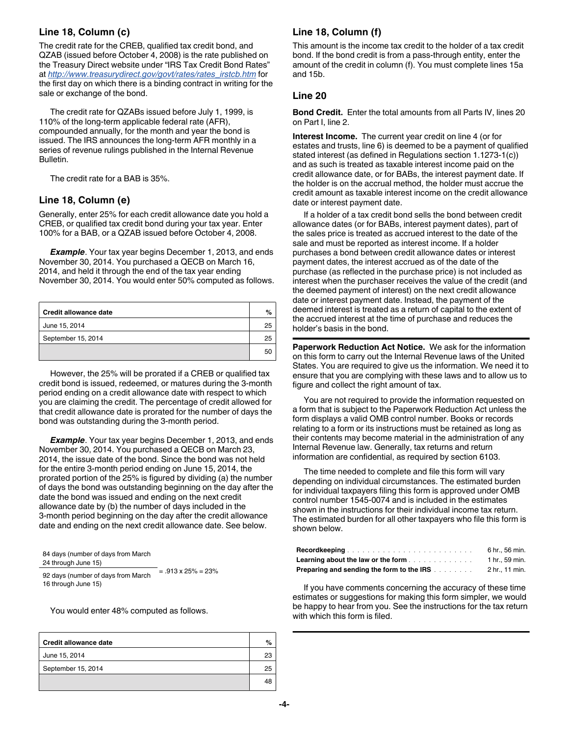### Line 18, Column (c)

The credit rate for the CREB, qualified tax credit bond, and QZAB (issued before October 4, 2008) is the rate published on the Treasury Direct website under "IRS Tax Credit Bond Rates" at *http://www.treasurydirect.gov/govt/rates/rates_irstcb.htm* for the first day on which there is a binding contract in writing for the sale or exchange of the bond.

The credit rate for QZABs issued before July 1, 1999, is 110% of the long-term applicable federal rate (AFR), compounded annually, for the month and year the bond is issued. The IRS announces the long-term AFR monthly in a series of revenue rulings published in the Internal Revenue Bulletin.

The credit rate for a BAB is 35%.

### Line 18, Column (e)

Generally, enter 25% for each credit allowance date you hold a CREB, or qualified tax credit bond during your tax year. Enter 100% for a BAB, or a QZAB issued before October 4, 2008.

***Example***. Your tax year begins December 1, 2013, and ends November 30, 2014. You purchased a QECB on March 16, 2014, and held it through the end of the tax year ending November 30, 2014. You would enter 50% computed as follows.

| Credit allowance date | % |
|---|---|
| June 15, 2014 | 25 |
| September 15, 2014 | 25 |
| | 50 |

However, the 25% will be prorated if a CREB or qualified tax credit bond is issued, redeemed, or matures during the 3-month period ending on a credit allowance date with respect to which you are claiming the credit. The percentage of credit allowed for that credit allowance date is prorated for the number of days the bond was outstanding during the 3-month period.

***Example***. Your tax year begins December 1, 2013, and ends November 30, 2014. You purchased a QECB on March 23, 2014, the issue date of the bond. Since the bond was not held for the entire 3-month period ending on June 15, 2014, the prorated portion of the 25% is figured by dividing (a) the number of days the bond was outstanding beginning on the day after the date the bond was issued and ending on the next credit allowance date by (b) the number of days included in the 3-month period beginning on the day after the credit allowance date and ending on the next credit allowance date. See below.

$$\frac{\text{84 days (number of days from March 24 through June 15)}}{\text{92 days (number of days from March 16 through June 15)}} = .913 \times 25\% = 23\%$$

You would enter 48% computed as follows.

| Credit allowance date | % |
|---|---|
| June 15, 2014 | 23 |
| September 15, 2014 | 25 |
| | 48 |

### Line 18, Column (f)

This amount is the income tax credit to the holder of a tax credit bond. If the bond credit is from a pass-through entity, enter the amount of the credit in column (f). You must complete lines 15a and 15b.

### Line 20

**Bond Credit.** Enter the total amounts from all Parts IV, lines 20 on Part I, line 2.

**Interest Income.** The current year credit on line 4 (or for estates and trusts, line 6) is deemed to be a payment of qualified stated interest (as defined in Regulations section 1.1273-1(c)) and as such is treated as taxable interest income paid on the credit allowance date, or for BABs, the interest payment date. If the holder is on the accrual method, the holder must accrue the credit amount as taxable interest income on the credit allowance date or interest payment date.

If a holder of a tax credit bond sells the bond between credit allowance dates (or for BABs, interest payment dates), part of the sales price is treated as accrued interest to the date of the sale and must be reported as interest income. If a holder purchases a bond between credit allowance dates or interest payment dates, the interest accrued as of the date of the purchase (as reflected in the purchase price) is not included as interest when the purchaser receives the value of the credit (and the deemed payment of interest) on the next credit allowance date or interest payment date. Instead, the payment of the deemed interest is treated as a return of capital to the extent of the accrued interest at the time of purchase and reduces the holder's basis in the bond.

**Paperwork Reduction Act Notice.** We ask for the information on this form to carry out the Internal Revenue laws of the United States. You are required to give us the information. We need it to ensure that you are complying with these laws and to allow us to figure and collect the right amount of tax.

You are not required to provide the information requested on a form that is subject to the Paperwork Reduction Act unless the form displays a valid OMB control number. Books or records relating to a form or its instructions must be retained as long as their contents may become material in the administration of any Internal Revenue law. Generally, tax returns and return information are confidential, as required by section 6103.

The time needed to complete and file this form will vary depending on individual circumstances. The estimated burden for individual taxpayers filing this form is approved under OMB control number 1545-0074 and is included in the estimates shown in the instructions for their individual income tax return. The estimated burden for all other taxpayers who file this form is shown below.

| | |
|---|---|
| **Recordkeeping** | 6 hr., 56 min. |
| **Learning about the law or the form** | 1 hr., 59 min. |
| **Preparing and sending the form to the IRS** | 2 hr., 11 min. |

If you have comments concerning the accuracy of these time estimates or suggestions for making this form simpler, we would be happy to hear from you. See the instructions for the tax return with which this form is filed.